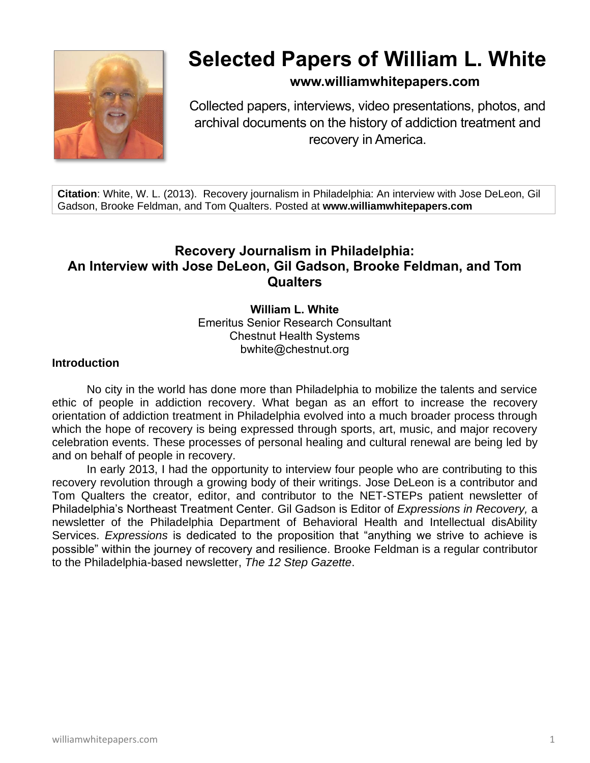# Selected Papers of William L. White

**www.williamwhitepapers.com**

Collected papers, interviews, video presentations, photos, and archival documents on the history of addiction treatment and recovery in America.

**Citation**: White, W. L. (2013). Recovery journalism in Philadelphia: An interview with Jose DeLeon, Gil Gadson, Brooke Feldman, and Tom Qualters. Posted at **www.williamwhitepapers.com**

## Recovery Journalism in Philadelphia: An Interview with Jose DeLeon, Gil Gadson, Brooke Feldman, and Tom Qualters

**William L. White**
Emeritus Senior Research Consultant
Chestnut Health Systems
bwhite@chestnut.org

### Introduction

No city in the world has done more than Philadelphia to mobilize the talents and service ethic of people in addiction recovery. What began as an effort to increase the recovery orientation of addiction treatment in Philadelphia evolved into a much broader process through which the hope of recovery is being expressed through sports, art, music, and major recovery celebration events. These processes of personal healing and cultural renewal are being led by and on behalf of people in recovery.

In early 2013, I had the opportunity to interview four people who are contributing to this recovery revolution through a growing body of their writings. Jose DeLeon is a contributor and Tom Qualters the creator, editor, and contributor to the NET-STEPs patient newsletter of Philadelphia's Northeast Treatment Center. Gil Gadson is Editor of *Expressions in Recovery,* a newsletter of the Philadelphia Department of Behavioral Health and Intellectual disAbility Services. *Expressions* is dedicated to the proposition that "anything we strive to achieve is possible" within the journey of recovery and resilience. Brooke Feldman is a regular contributor to the Philadelphia-based newsletter, *The 12 Step Gazette*.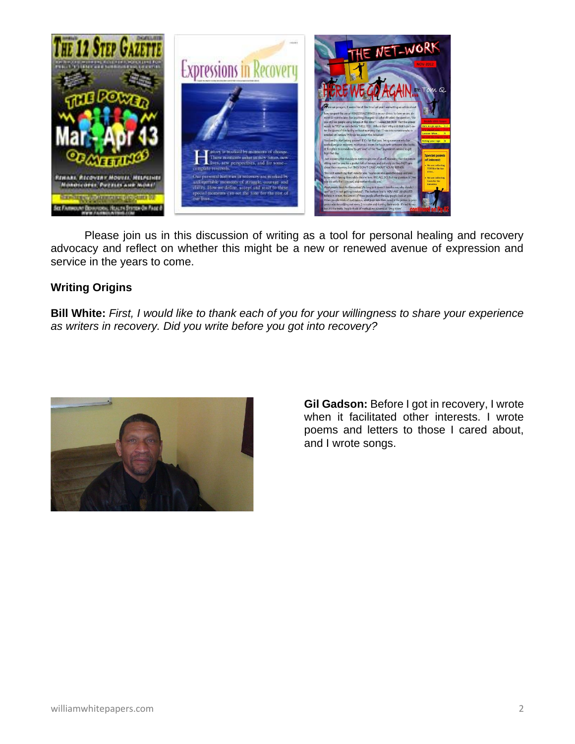Please join us in this discussion of writing as a tool for personal healing and recovery advocacy and reflect on whether this might be a new or renewed avenue of expression and service in the years to come.

**Writing Origins**

**Bill White:** *First, I would like to thank each of you for your willingness to share your experience as writers in recovery. Did you write before you got into recovery?*

**Gil Gadson:** Before I got in recovery, I wrote when it facilitated other interests. I wrote poems and letters to those I cared about, and I wrote songs.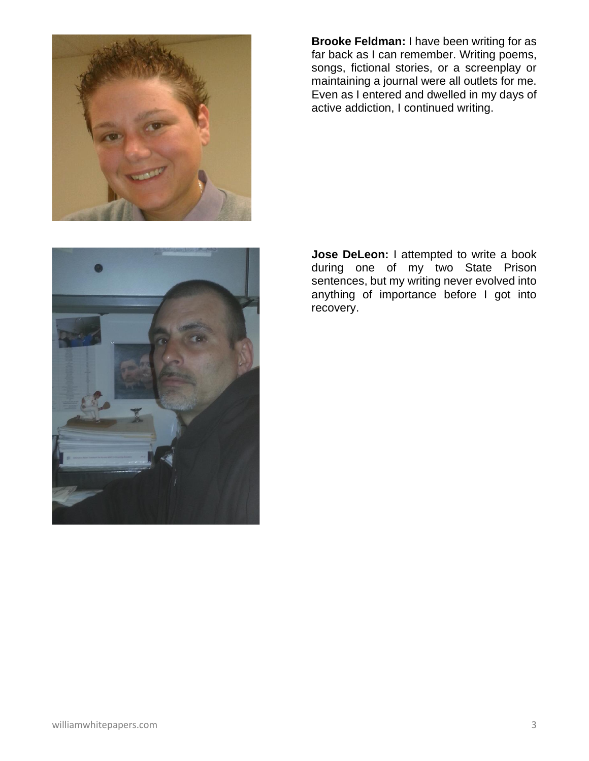**Brooke Feldman:** I have been writing for as far back as I can remember. Writing poems, songs, fictional stories, or a screenplay or maintaining a journal were all outlets for me. Even as I entered and dwelled in my days of active addiction, I continued writing.

**Jose DeLeon:** I attempted to write a book during one of my two State Prison sentences, but my writing never evolved into anything of importance before I got into recovery.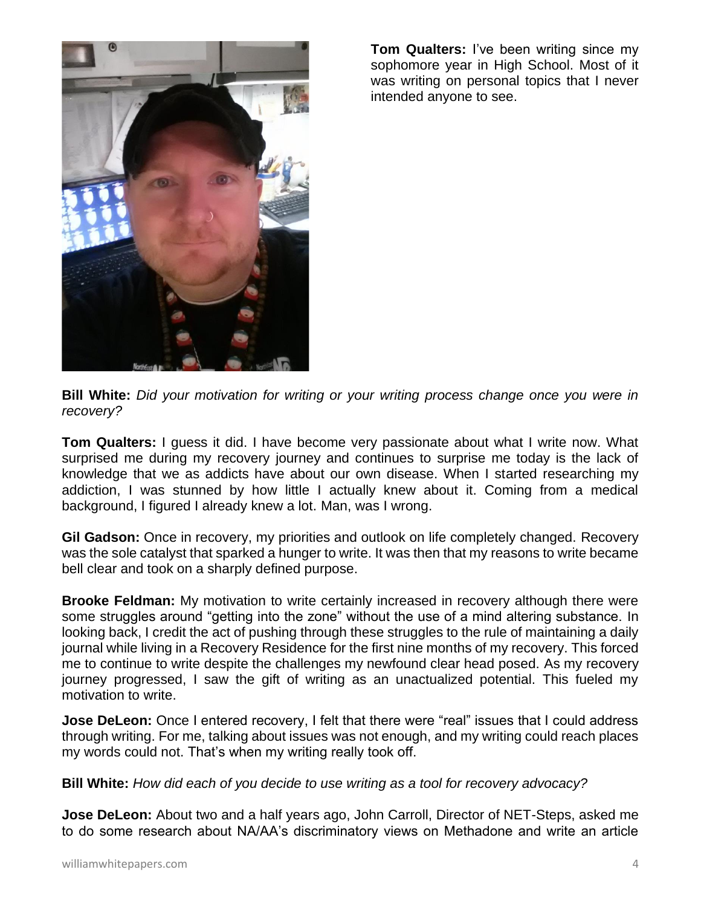**Tom Qualters:** I've been writing since my sophomore year in High School. Most of it was writing on personal topics that I never intended anyone to see.

**Bill White:** *Did your motivation for writing or your writing process change once you were in recovery?*

**Tom Qualters:** I guess it did. I have become very passionate about what I write now. What surprised me during my recovery journey and continues to surprise me today is the lack of knowledge that we as addicts have about our own disease. When I started researching my addiction, I was stunned by how little I actually knew about it. Coming from a medical background, I figured I already knew a lot. Man, was I wrong.

**Gil Gadson:** Once in recovery, my priorities and outlook on life completely changed. Recovery was the sole catalyst that sparked a hunger to write. It was then that my reasons to write became bell clear and took on a sharply defined purpose.

**Brooke Feldman:** My motivation to write certainly increased in recovery although there were some struggles around "getting into the zone" without the use of a mind altering substance. In looking back, I credit the act of pushing through these struggles to the rule of maintaining a daily journal while living in a Recovery Residence for the first nine months of my recovery. This forced me to continue to write despite the challenges my newfound clear head posed. As my recovery journey progressed, I saw the gift of writing as an unactualized potential. This fueled my motivation to write.

**Jose DeLeon:** Once I entered recovery, I felt that there were "real" issues that I could address through writing. For me, talking about issues was not enough, and my writing could reach places my words could not. That's when my writing really took off.

**Bill White:** *How did each of you decide to use writing as a tool for recovery advocacy?*

**Jose DeLeon:** About two and a half years ago, John Carroll, Director of NET-Steps, asked me to do some research about NA/AA's discriminatory views on Methadone and write an article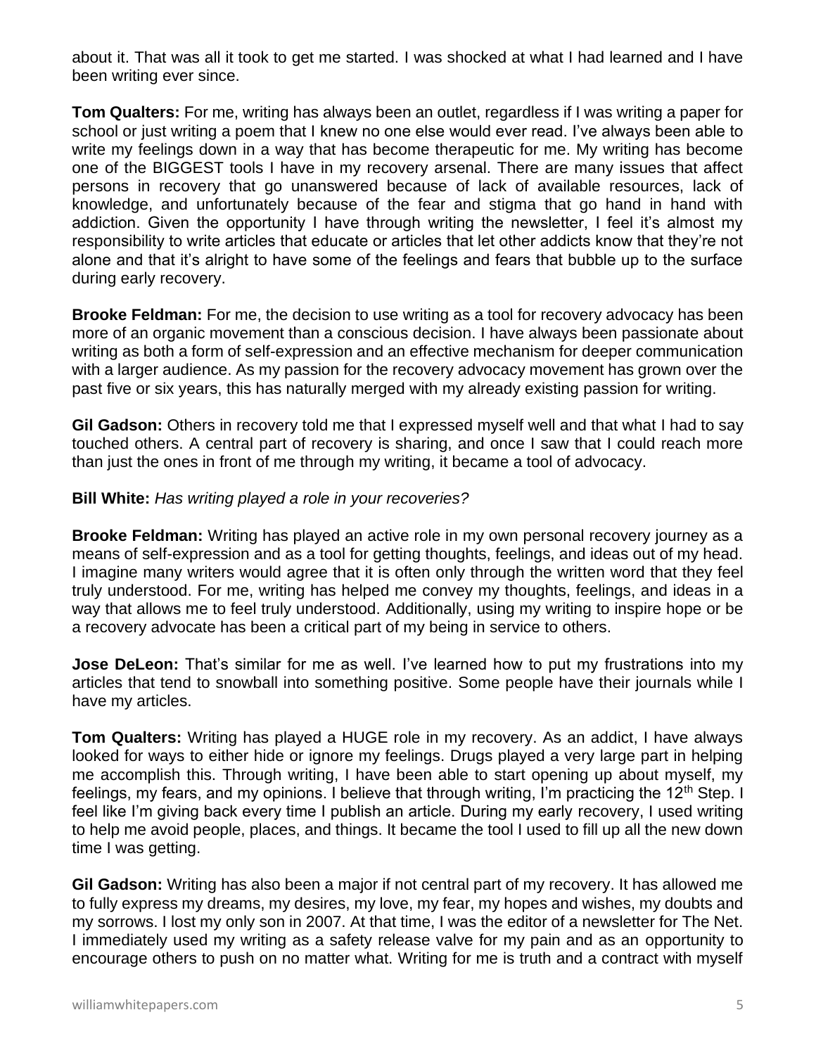about it. That was all it took to get me started. I was shocked at what I had learned and I have been writing ever since.

**Tom Qualters:** For me, writing has always been an outlet, regardless if I was writing a paper for school or just writing a poem that I knew no one else would ever read. I've always been able to write my feelings down in a way that has become therapeutic for me. My writing has become one of the BIGGEST tools I have in my recovery arsenal. There are many issues that affect persons in recovery that go unanswered because of lack of available resources, lack of knowledge, and unfortunately because of the fear and stigma that go hand in hand with addiction. Given the opportunity I have through writing the newsletter, I feel it's almost my responsibility to write articles that educate or articles that let other addicts know that they're not alone and that it's alright to have some of the feelings and fears that bubble up to the surface during early recovery.

**Brooke Feldman:** For me, the decision to use writing as a tool for recovery advocacy has been more of an organic movement than a conscious decision. I have always been passionate about writing as both a form of self-expression and an effective mechanism for deeper communication with a larger audience. As my passion for the recovery advocacy movement has grown over the past five or six years, this has naturally merged with my already existing passion for writing.

**Gil Gadson:** Others in recovery told me that I expressed myself well and that what I had to say touched others. A central part of recovery is sharing, and once I saw that I could reach more than just the ones in front of me through my writing, it became a tool of advocacy.

**Bill White:** *Has writing played a role in your recoveries?*

**Brooke Feldman:** Writing has played an active role in my own personal recovery journey as a means of self-expression and as a tool for getting thoughts, feelings, and ideas out of my head. I imagine many writers would agree that it is often only through the written word that they feel truly understood. For me, writing has helped me convey my thoughts, feelings, and ideas in a way that allows me to feel truly understood. Additionally, using my writing to inspire hope or be a recovery advocate has been a critical part of my being in service to others.

**Jose DeLeon:** That's similar for me as well. I've learned how to put my frustrations into my articles that tend to snowball into something positive. Some people have their journals while I have my articles.

**Tom Qualters:** Writing has played a HUGE role in my recovery. As an addict, I have always looked for ways to either hide or ignore my feelings. Drugs played a very large part in helping me accomplish this. Through writing, I have been able to start opening up about myself, my feelings, my fears, and my opinions. I believe that through writing, I'm practicing the 12th Step. I feel like I'm giving back every time I publish an article. During my early recovery, I used writing to help me avoid people, places, and things. It became the tool I used to fill up all the new down time I was getting.

**Gil Gadson:** Writing has also been a major if not central part of my recovery. It has allowed me to fully express my dreams, my desires, my love, my fear, my hopes and wishes, my doubts and my sorrows. I lost my only son in 2007. At that time, I was the editor of a newsletter for The Net. I immediately used my writing as a safety release valve for my pain and as an opportunity to encourage others to push on no matter what. Writing for me is truth and a contract with myself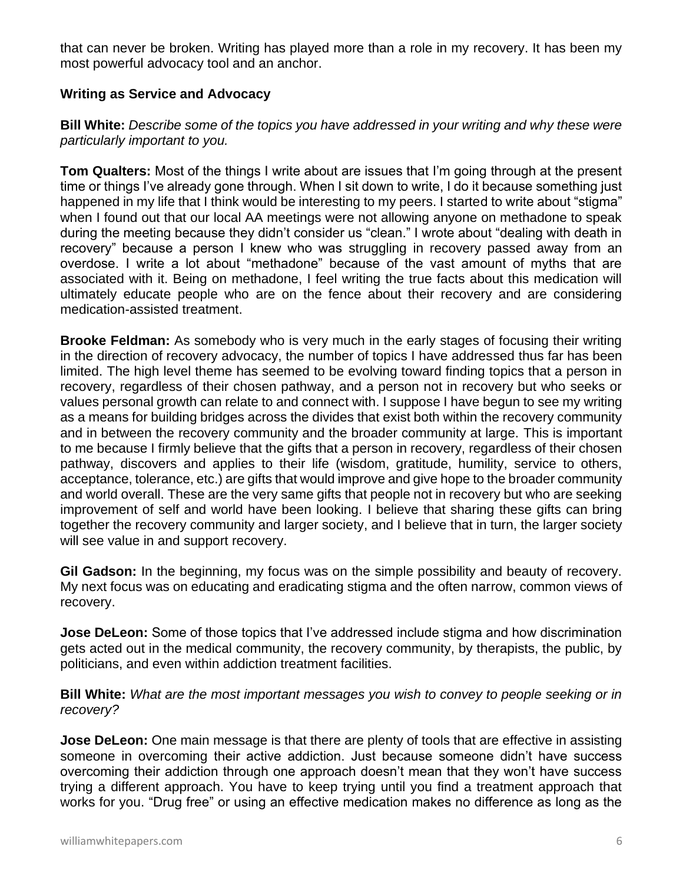that can never be broken. Writing has played more than a role in my recovery. It has been my most powerful advocacy tool and an anchor.

**Writing as Service and Advocacy**

**Bill White:** *Describe some of the topics you have addressed in your writing and why these were particularly important to you.*

**Tom Qualters:** Most of the things I write about are issues that I'm going through at the present time or things I've already gone through. When I sit down to write, I do it because something just happened in my life that I think would be interesting to my peers. I started to write about "stigma" when I found out that our local AA meetings were not allowing anyone on methadone to speak during the meeting because they didn't consider us "clean." I wrote about "dealing with death in recovery" because a person I knew who was struggling in recovery passed away from an overdose. I write a lot about "methadone" because of the vast amount of myths that are associated with it. Being on methadone, I feel writing the true facts about this medication will ultimately educate people who are on the fence about their recovery and are considering medication-assisted treatment.

**Brooke Feldman:** As somebody who is very much in the early stages of focusing their writing in the direction of recovery advocacy, the number of topics I have addressed thus far has been limited. The high level theme has seemed to be evolving toward finding topics that a person in recovery, regardless of their chosen pathway, and a person not in recovery but who seeks or values personal growth can relate to and connect with. I suppose I have begun to see my writing as a means for building bridges across the divides that exist both within the recovery community and in between the recovery community and the broader community at large. This is important to me because I firmly believe that the gifts that a person in recovery, regardless of their chosen pathway, discovers and applies to their life (wisdom, gratitude, humility, service to others, acceptance, tolerance, etc.) are gifts that would improve and give hope to the broader community and world overall. These are the very same gifts that people not in recovery but who are seeking improvement of self and world have been looking. I believe that sharing these gifts can bring together the recovery community and larger society, and I believe that in turn, the larger society will see value in and support recovery.

**Gil Gadson:** In the beginning, my focus was on the simple possibility and beauty of recovery. My next focus was on educating and eradicating stigma and the often narrow, common views of recovery.

**Jose DeLeon:** Some of those topics that I've addressed include stigma and how discrimination gets acted out in the medical community, the recovery community, by therapists, the public, by politicians, and even within addiction treatment facilities.

**Bill White:** *What are the most important messages you wish to convey to people seeking or in recovery?*

**Jose DeLeon:** One main message is that there are plenty of tools that are effective in assisting someone in overcoming their active addiction. Just because someone didn't have success overcoming their addiction through one approach doesn't mean that they won't have success trying a different approach. You have to keep trying until you find a treatment approach that works for you. "Drug free" or using an effective medication makes no difference as long as the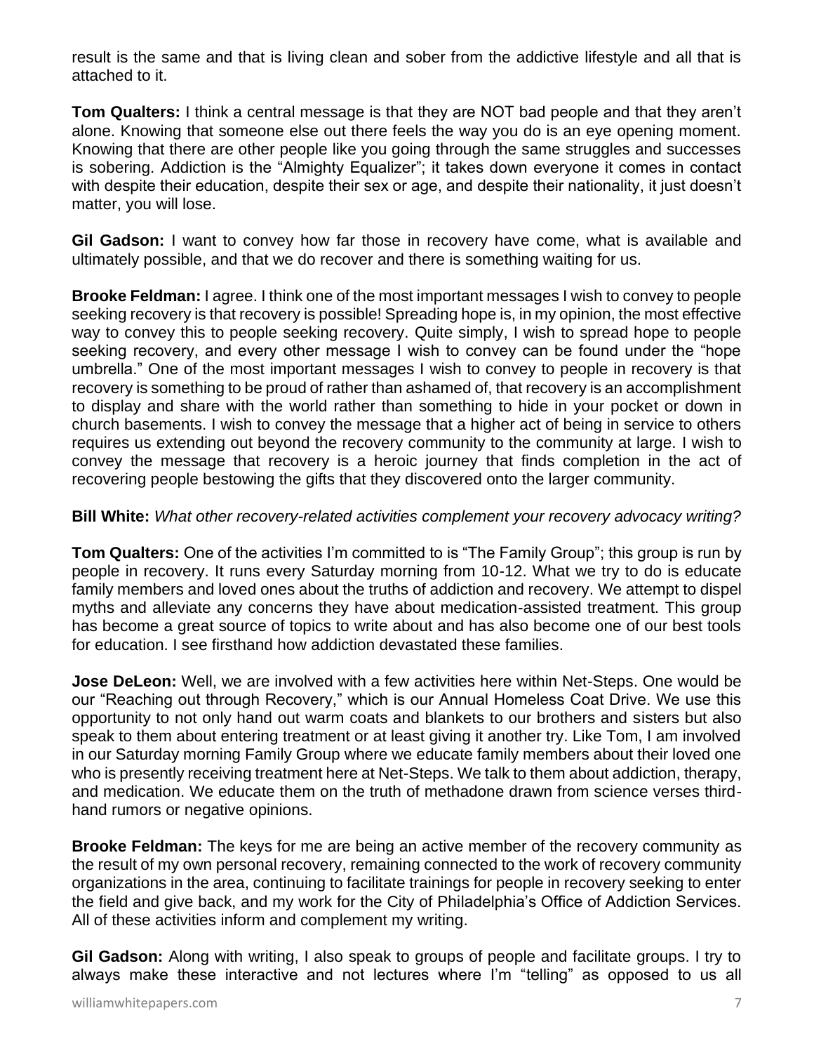result is the same and that is living clean and sober from the addictive lifestyle and all that is attached to it.

**Tom Qualters:** I think a central message is that they are NOT bad people and that they aren't alone. Knowing that someone else out there feels the way you do is an eye opening moment. Knowing that there are other people like you going through the same struggles and successes is sobering. Addiction is the "Almighty Equalizer"; it takes down everyone it comes in contact with despite their education, despite their sex or age, and despite their nationality, it just doesn't matter, you will lose.

**Gil Gadson:** I want to convey how far those in recovery have come, what is available and ultimately possible, and that we do recover and there is something waiting for us.

**Brooke Feldman:** I agree. I think one of the most important messages I wish to convey to people seeking recovery is that recovery is possible! Spreading hope is, in my opinion, the most effective way to convey this to people seeking recovery. Quite simply, I wish to spread hope to people seeking recovery, and every other message I wish to convey can be found under the "hope umbrella." One of the most important messages I wish to convey to people in recovery is that recovery is something to be proud of rather than ashamed of, that recovery is an accomplishment to display and share with the world rather than something to hide in your pocket or down in church basements. I wish to convey the message that a higher act of being in service to others requires us extending out beyond the recovery community to the community at large. I wish to convey the message that recovery is a heroic journey that finds completion in the act of recovering people bestowing the gifts that they discovered onto the larger community.

**Bill White:** *What other recovery-related activities complement your recovery advocacy writing?*

**Tom Qualters:** One of the activities I'm committed to is "The Family Group"; this group is run by people in recovery. It runs every Saturday morning from 10-12. What we try to do is educate family members and loved ones about the truths of addiction and recovery. We attempt to dispel myths and alleviate any concerns they have about medication-assisted treatment. This group has become a great source of topics to write about and has also become one of our best tools for education. I see firsthand how addiction devastated these families.

**Jose DeLeon:** Well, we are involved with a few activities here within Net-Steps. One would be our "Reaching out through Recovery," which is our Annual Homeless Coat Drive. We use this opportunity to not only hand out warm coats and blankets to our brothers and sisters but also speak to them about entering treatment or at least giving it another try. Like Tom, I am involved in our Saturday morning Family Group where we educate family members about their loved one who is presently receiving treatment here at Net-Steps. We talk to them about addiction, therapy, and medication. We educate them on the truth of methadone drawn from science verses third-hand rumors or negative opinions.

**Brooke Feldman:** The keys for me are being an active member of the recovery community as the result of my own personal recovery, remaining connected to the work of recovery community organizations in the area, continuing to facilitate trainings for people in recovery seeking to enter the field and give back, and my work for the City of Philadelphia's Office of Addiction Services. All of these activities inform and complement my writing.

**Gil Gadson:** Along with writing, I also speak to groups of people and facilitate groups. I try to always make these interactive and not lectures where I'm "telling" as opposed to us all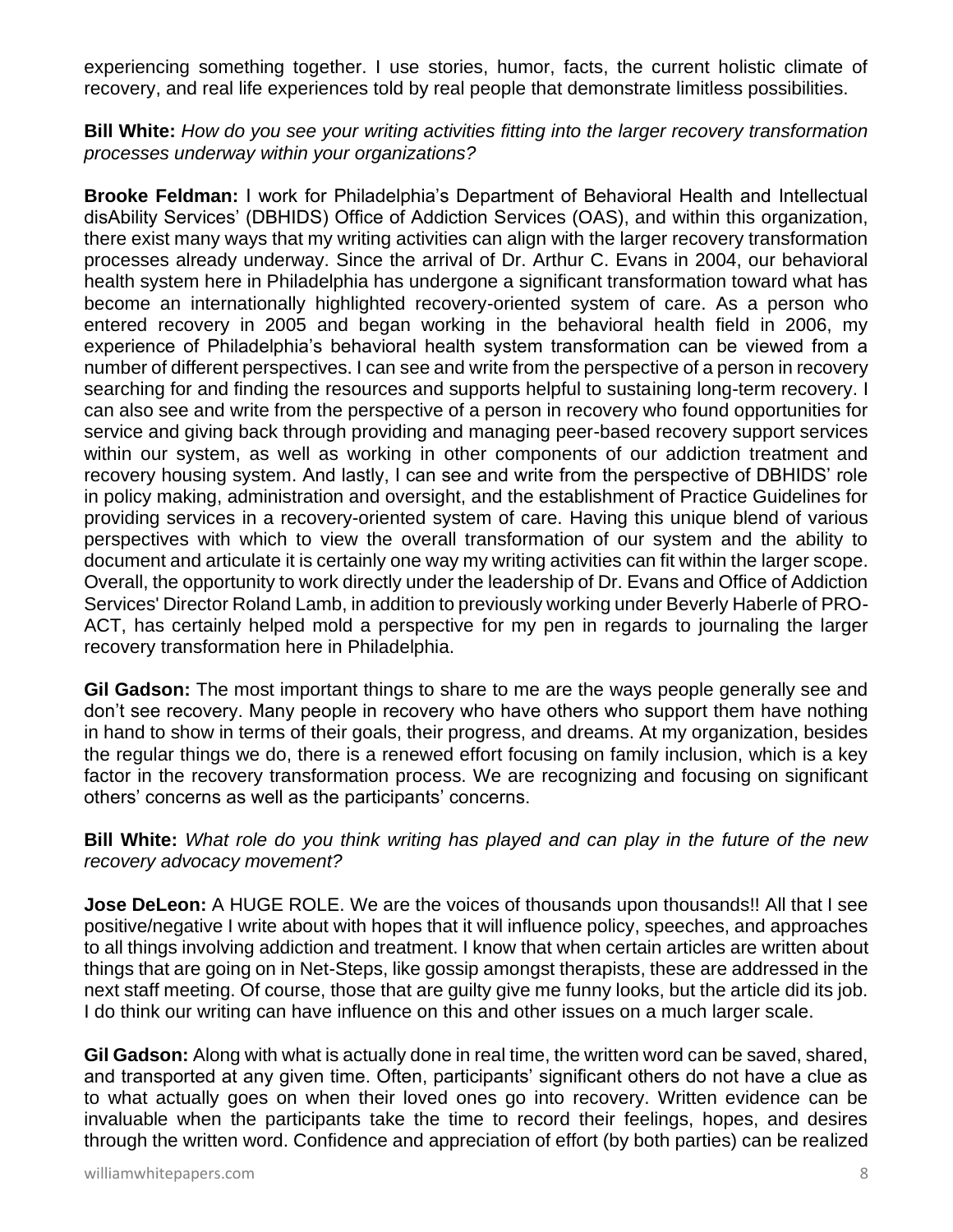experiencing something together. I use stories, humor, facts, the current holistic climate of recovery, and real life experiences told by real people that demonstrate limitless possibilities.

**Bill White:** *How do you see your writing activities fitting into the larger recovery transformation processes underway within your organizations?*

**Brooke Feldman:** I work for Philadelphia's Department of Behavioral Health and Intellectual disAbility Services' (DBHIDS) Office of Addiction Services (OAS), and within this organization, there exist many ways that my writing activities can align with the larger recovery transformation processes already underway. Since the arrival of Dr. Arthur C. Evans in 2004, our behavioral health system here in Philadelphia has undergone a significant transformation toward what has become an internationally highlighted recovery-oriented system of care. As a person who entered recovery in 2005 and began working in the behavioral health field in 2006, my experience of Philadelphia's behavioral health system transformation can be viewed from a number of different perspectives. I can see and write from the perspective of a person in recovery searching for and finding the resources and supports helpful to sustaining long-term recovery. I can also see and write from the perspective of a person in recovery who found opportunities for service and giving back through providing and managing peer-based recovery support services within our system, as well as working in other components of our addiction treatment and recovery housing system. And lastly, I can see and write from the perspective of DBHIDS' role in policy making, administration and oversight, and the establishment of Practice Guidelines for providing services in a recovery-oriented system of care. Having this unique blend of various perspectives with which to view the overall transformation of our system and the ability to document and articulate it is certainly one way my writing activities can fit within the larger scope. Overall, the opportunity to work directly under the leadership of Dr. Evans and Office of Addiction Services' Director Roland Lamb, in addition to previously working under Beverly Haberle of PRO-ACT, has certainly helped mold a perspective for my pen in regards to journaling the larger recovery transformation here in Philadelphia.

**Gil Gadson:** The most important things to share to me are the ways people generally see and don't see recovery. Many people in recovery who have others who support them have nothing in hand to show in terms of their goals, their progress, and dreams. At my organization, besides the regular things we do, there is a renewed effort focusing on family inclusion, which is a key factor in the recovery transformation process. We are recognizing and focusing on significant others' concerns as well as the participants' concerns.

**Bill White:** *What role do you think writing has played and can play in the future of the new recovery advocacy movement?*

**Jose DeLeon:** A HUGE ROLE. We are the voices of thousands upon thousands!! All that I see positive/negative I write about with hopes that it will influence policy, speeches, and approaches to all things involving addiction and treatment. I know that when certain articles are written about things that are going on in Net-Steps, like gossip amongst therapists, these are addressed in the next staff meeting. Of course, those that are guilty give me funny looks, but the article did its job. I do think our writing can have influence on this and other issues on a much larger scale.

**Gil Gadson:** Along with what is actually done in real time, the written word can be saved, shared, and transported at any given time. Often, participants' significant others do not have a clue as to what actually goes on when their loved ones go into recovery. Written evidence can be invaluable when the participants take the time to record their feelings, hopes, and desires through the written word. Confidence and appreciation of effort (by both parties) can be realized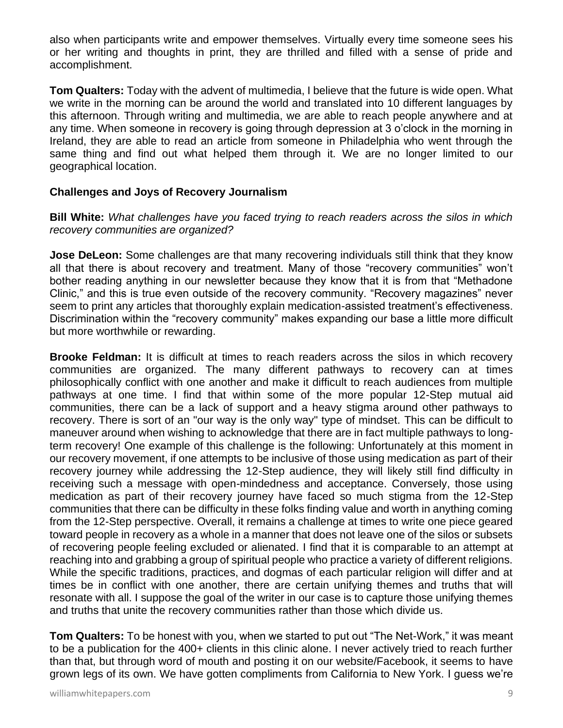also when participants write and empower themselves. Virtually every time someone sees his or her writing and thoughts in print, they are thrilled and filled with a sense of pride and accomplishment.

**Tom Qualters:** Today with the advent of multimedia, I believe that the future is wide open. What we write in the morning can be around the world and translated into 10 different languages by this afternoon. Through writing and multimedia, we are able to reach people anywhere and at any time. When someone in recovery is going through depression at 3 o'clock in the morning in Ireland, they are able to read an article from someone in Philadelphia who went through the same thing and find out what helped them through it. We are no longer limited to our geographical location.

### Challenges and Joys of Recovery Journalism

**Bill White:** *What challenges have you faced trying to reach readers across the silos in which recovery communities are organized?*

**Jose DeLeon:** Some challenges are that many recovering individuals still think that they know all that there is about recovery and treatment. Many of those "recovery communities" won't bother reading anything in our newsletter because they know that it is from that "Methadone Clinic," and this is true even outside of the recovery community. "Recovery magazines" never seem to print any articles that thoroughly explain medication-assisted treatment's effectiveness. Discrimination within the "recovery community" makes expanding our base a little more difficult but more worthwhile or rewarding.

**Brooke Feldman:** It is difficult at times to reach readers across the silos in which recovery communities are organized. The many different pathways to recovery can at times philosophically conflict with one another and make it difficult to reach audiences from multiple pathways at one time. I find that within some of the more popular 12-Step mutual aid communities, there can be a lack of support and a heavy stigma around other pathways to recovery. There is sort of an "our way is the only way" type of mindset. This can be difficult to maneuver around when wishing to acknowledge that there are in fact multiple pathways to long-term recovery! One example of this challenge is the following: Unfortunately at this moment in our recovery movement, if one attempts to be inclusive of those using medication as part of their recovery journey while addressing the 12-Step audience, they will likely still find difficulty in receiving such a message with open-mindedness and acceptance. Conversely, those using medication as part of their recovery journey have faced so much stigma from the 12-Step communities that there can be difficulty in these folks finding value and worth in anything coming from the 12-Step perspective. Overall, it remains a challenge at times to write one piece geared toward people in recovery as a whole in a manner that does not leave one of the silos or subsets of recovering people feeling excluded or alienated. I find that it is comparable to an attempt at reaching into and grabbing a group of spiritual people who practice a variety of different religions. While the specific traditions, practices, and dogmas of each particular religion will differ and at times be in conflict with one another, there are certain unifying themes and truths that will resonate with all. I suppose the goal of the writer in our case is to capture those unifying themes and truths that unite the recovery communities rather than those which divide us.

**Tom Qualters:** To be honest with you, when we started to put out "The Net-Work," it was meant to be a publication for the 400+ clients in this clinic alone. I never actively tried to reach further than that, but through word of mouth and posting it on our website/Facebook, it seems to have grown legs of its own. We have gotten compliments from California to New York. I guess we're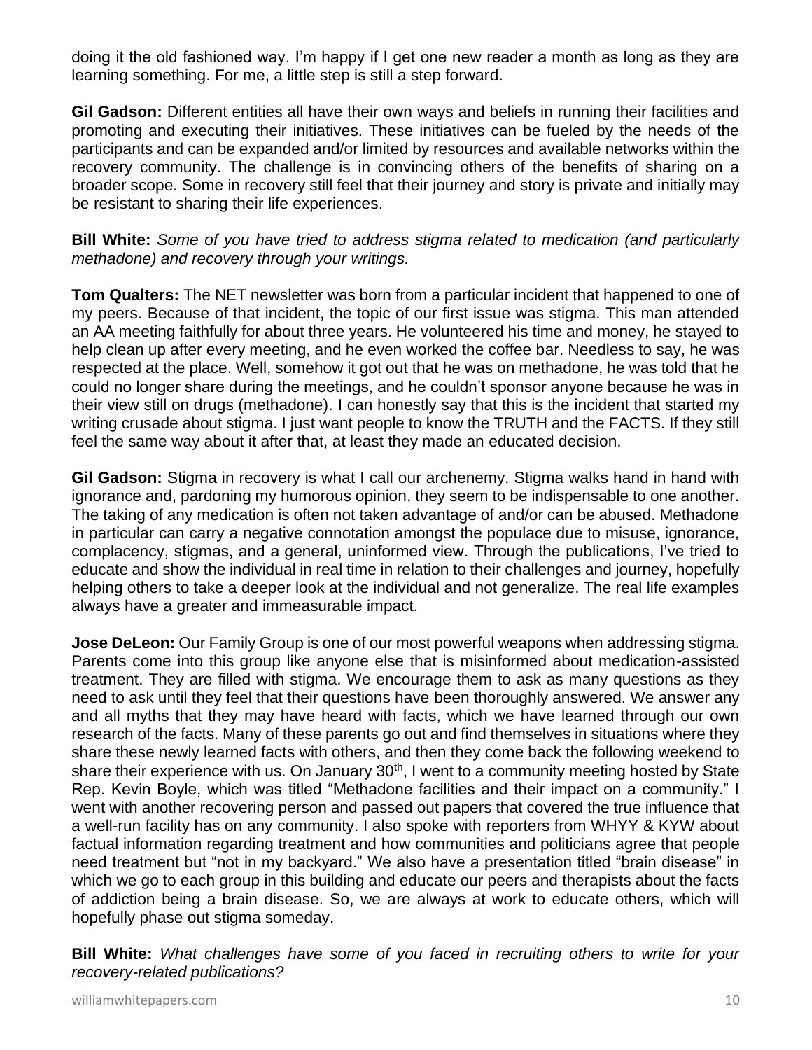doing it the old fashioned way. I'm happy if I get one new reader a month as long as they are learning something. For me, a little step is still a step forward.

**Gil Gadson:** Different entities all have their own ways and beliefs in running their facilities and promoting and executing their initiatives. These initiatives can be fueled by the needs of the participants and can be expanded and/or limited by resources and available networks within the recovery community. The challenge is in convincing others of the benefits of sharing on a broader scope. Some in recovery still feel that their journey and story is private and initially may be resistant to sharing their life experiences.

**Bill White:** *Some of you have tried to address stigma related to medication (and particularly methadone) and recovery through your writings.*

**Tom Qualters:** The NET newsletter was born from a particular incident that happened to one of my peers. Because of that incident, the topic of our first issue was stigma. This man attended an AA meeting faithfully for about three years. He volunteered his time and money, he stayed to help clean up after every meeting, and he even worked the coffee bar. Needless to say, he was respected at the place. Well, somehow it got out that he was on methadone, he was told that he could no longer share during the meetings, and he couldn't sponsor anyone because he was in their view still on drugs (methadone). I can honestly say that this is the incident that started my writing crusade about stigma. I just want people to know the TRUTH and the FACTS. If they still feel the same way about it after that, at least they made an educated decision.

**Gil Gadson:** Stigma in recovery is what I call our archenemy. Stigma walks hand in hand with ignorance and, pardoning my humorous opinion, they seem to be indispensable to one another. The taking of any medication is often not taken advantage of and/or can be abused. Methadone in particular can carry a negative connotation amongst the populace due to misuse, ignorance, complacency, stigmas, and a general, uninformed view. Through the publications, I've tried to educate and show the individual in real time in relation to their challenges and journey, hopefully helping others to take a deeper look at the individual and not generalize. The real life examples always have a greater and immeasurable impact.

**Jose DeLeon:** Our Family Group is one of our most powerful weapons when addressing stigma. Parents come into this group like anyone else that is misinformed about medication-assisted treatment. They are filled with stigma. We encourage them to ask as many questions as they need to ask until they feel that their questions have been thoroughly answered. We answer any and all myths that they may have heard with facts, which we have learned through our own research of the facts. Many of these parents go out and find themselves in situations where they share these newly learned facts with others, and then they come back the following weekend to share their experience with us. On January 30th, I went to a community meeting hosted by State Rep. Kevin Boyle, which was titled "Methadone facilities and their impact on a community." I went with another recovering person and passed out papers that covered the true influence that a well-run facility has on any community. I also spoke with reporters from WHYY & KYW about factual information regarding treatment and how communities and politicians agree that people need treatment but "not in my backyard." We also have a presentation titled "brain disease" in which we go to each group in this building and educate our peers and therapists about the facts of addiction being a brain disease. So, we are always at work to educate others, which will hopefully phase out stigma someday.

**Bill White:** *What challenges have some of you faced in recruiting others to write for your recovery-related publications?*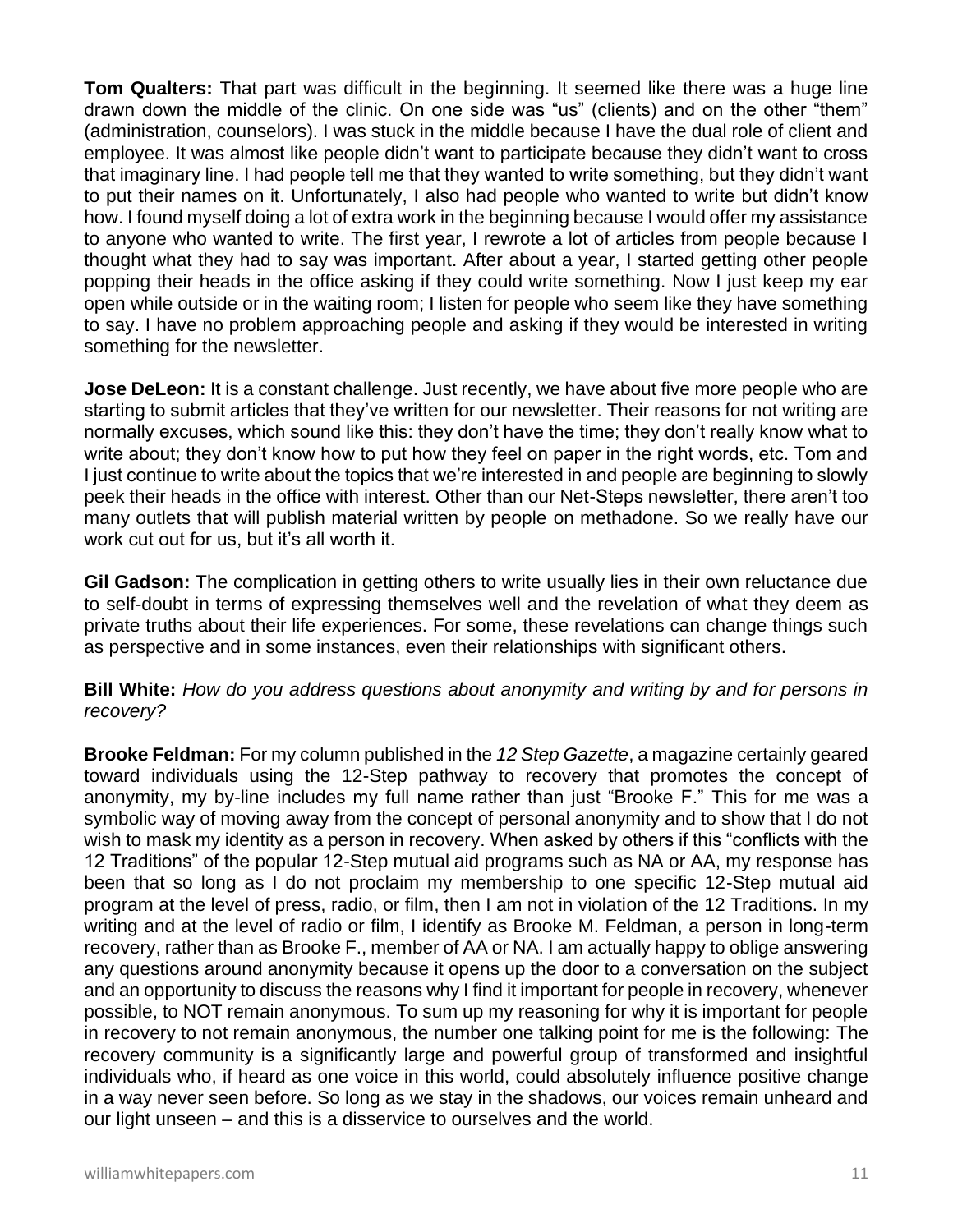**Tom Qualters:** That part was difficult in the beginning. It seemed like there was a huge line drawn down the middle of the clinic. On one side was "us" (clients) and on the other "them" (administration, counselors). I was stuck in the middle because I have the dual role of client and employee. It was almost like people didn't want to participate because they didn't want to cross that imaginary line. I had people tell me that they wanted to write something, but they didn't want to put their names on it. Unfortunately, I also had people who wanted to write but didn't know how. I found myself doing a lot of extra work in the beginning because I would offer my assistance to anyone who wanted to write. The first year, I rewrote a lot of articles from people because I thought what they had to say was important. After about a year, I started getting other people popping their heads in the office asking if they could write something. Now I just keep my ear open while outside or in the waiting room; I listen for people who seem like they have something to say. I have no problem approaching people and asking if they would be interested in writing something for the newsletter.

**Jose DeLeon:** It is a constant challenge. Just recently, we have about five more people who are starting to submit articles that they've written for our newsletter. Their reasons for not writing are normally excuses, which sound like this: they don't have the time; they don't really know what to write about; they don't know how to put how they feel on paper in the right words, etc. Tom and I just continue to write about the topics that we're interested in and people are beginning to slowly peek their heads in the office with interest. Other than our Net-Steps newsletter, there aren't too many outlets that will publish material written by people on methadone. So we really have our work cut out for us, but it's all worth it.

**Gil Gadson:** The complication in getting others to write usually lies in their own reluctance due to self-doubt in terms of expressing themselves well and the revelation of what they deem as private truths about their life experiences. For some, these revelations can change things such as perspective and in some instances, even their relationships with significant others.

**Bill White:** *How do you address questions about anonymity and writing by and for persons in recovery?*

**Brooke Feldman:** For my column published in the *12 Step Gazette*, a magazine certainly geared toward individuals using the 12-Step pathway to recovery that promotes the concept of anonymity, my by-line includes my full name rather than just "Brooke F." This for me was a symbolic way of moving away from the concept of personal anonymity and to show that I do not wish to mask my identity as a person in recovery. When asked by others if this "conflicts with the 12 Traditions" of the popular 12-Step mutual aid programs such as NA or AA, my response has been that so long as I do not proclaim my membership to one specific 12-Step mutual aid program at the level of press, radio, or film, then I am not in violation of the 12 Traditions. In my writing and at the level of radio or film, I identify as Brooke M. Feldman, a person in long-term recovery, rather than as Brooke F., member of AA or NA. I am actually happy to oblige answering any questions around anonymity because it opens up the door to a conversation on the subject and an opportunity to discuss the reasons why I find it important for people in recovery, whenever possible, to NOT remain anonymous. To sum up my reasoning for why it is important for people in recovery to not remain anonymous, the number one talking point for me is the following: The recovery community is a significantly large and powerful group of transformed and insightful individuals who, if heard as one voice in this world, could absolutely influence positive change in a way never seen before. So long as we stay in the shadows, our voices remain unheard and our light unseen – and this is a disservice to ourselves and the world.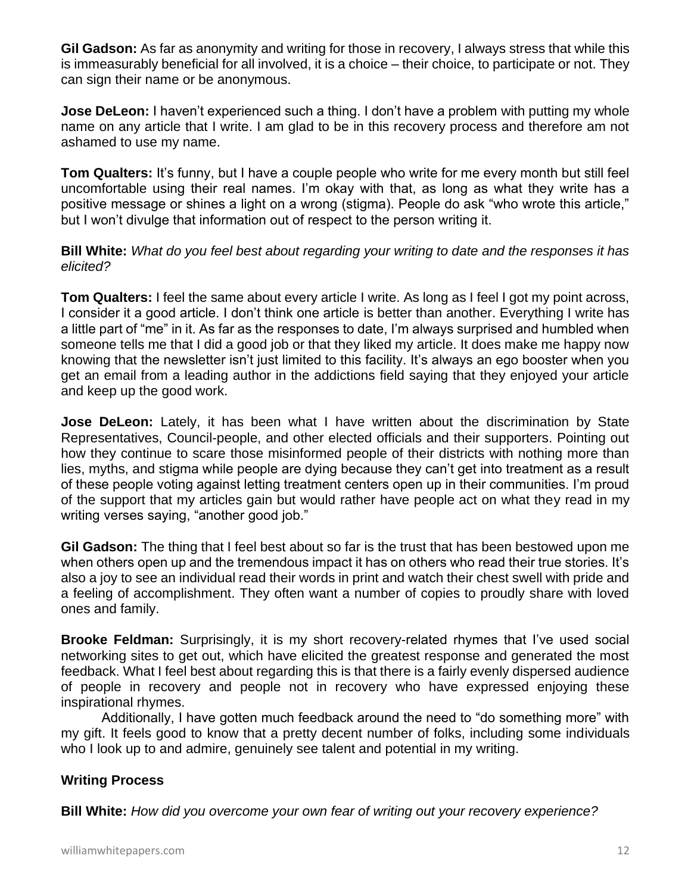**Gil Gadson:** As far as anonymity and writing for those in recovery, I always stress that while this is immeasurably beneficial for all involved, it is a choice – their choice, to participate or not. They can sign their name or be anonymous.

**Jose DeLeon:** I haven't experienced such a thing. I don't have a problem with putting my whole name on any article that I write. I am glad to be in this recovery process and therefore am not ashamed to use my name.

**Tom Qualters:** It's funny, but I have a couple people who write for me every month but still feel uncomfortable using their real names. I'm okay with that, as long as what they write has a positive message or shines a light on a wrong (stigma). People do ask "who wrote this article," but I won't divulge that information out of respect to the person writing it.

**Bill White:** *What do you feel best about regarding your writing to date and the responses it has elicited?*

**Tom Qualters:** I feel the same about every article I write. As long as I feel I got my point across, I consider it a good article. I don't think one article is better than another. Everything I write has a little part of "me" in it. As far as the responses to date, I'm always surprised and humbled when someone tells me that I did a good job or that they liked my article. It does make me happy now knowing that the newsletter isn't just limited to this facility. It's always an ego booster when you get an email from a leading author in the addictions field saying that they enjoyed your article and keep up the good work.

**Jose DeLeon:** Lately, it has been what I have written about the discrimination by State Representatives, Council-people, and other elected officials and their supporters. Pointing out how they continue to scare those misinformed people of their districts with nothing more than lies, myths, and stigma while people are dying because they can't get into treatment as a result of these people voting against letting treatment centers open up in their communities. I'm proud of the support that my articles gain but would rather have people act on what they read in my writing verses saying, "another good job."

**Gil Gadson:** The thing that I feel best about so far is the trust that has been bestowed upon me when others open up and the tremendous impact it has on others who read their true stories. It's also a joy to see an individual read their words in print and watch their chest swell with pride and a feeling of accomplishment. They often want a number of copies to proudly share with loved ones and family.

**Brooke Feldman:** Surprisingly, it is my short recovery-related rhymes that I've used social networking sites to get out, which have elicited the greatest response and generated the most feedback. What I feel best about regarding this is that there is a fairly evenly dispersed audience of people in recovery and people not in recovery who have expressed enjoying these inspirational rhymes.

Additionally, I have gotten much feedback around the need to "do something more" with my gift. It feels good to know that a pretty decent number of folks, including some individuals who I look up to and admire, genuinely see talent and potential in my writing.

**Writing Process**

**Bill White:** *How did you overcome your own fear of writing out your recovery experience?*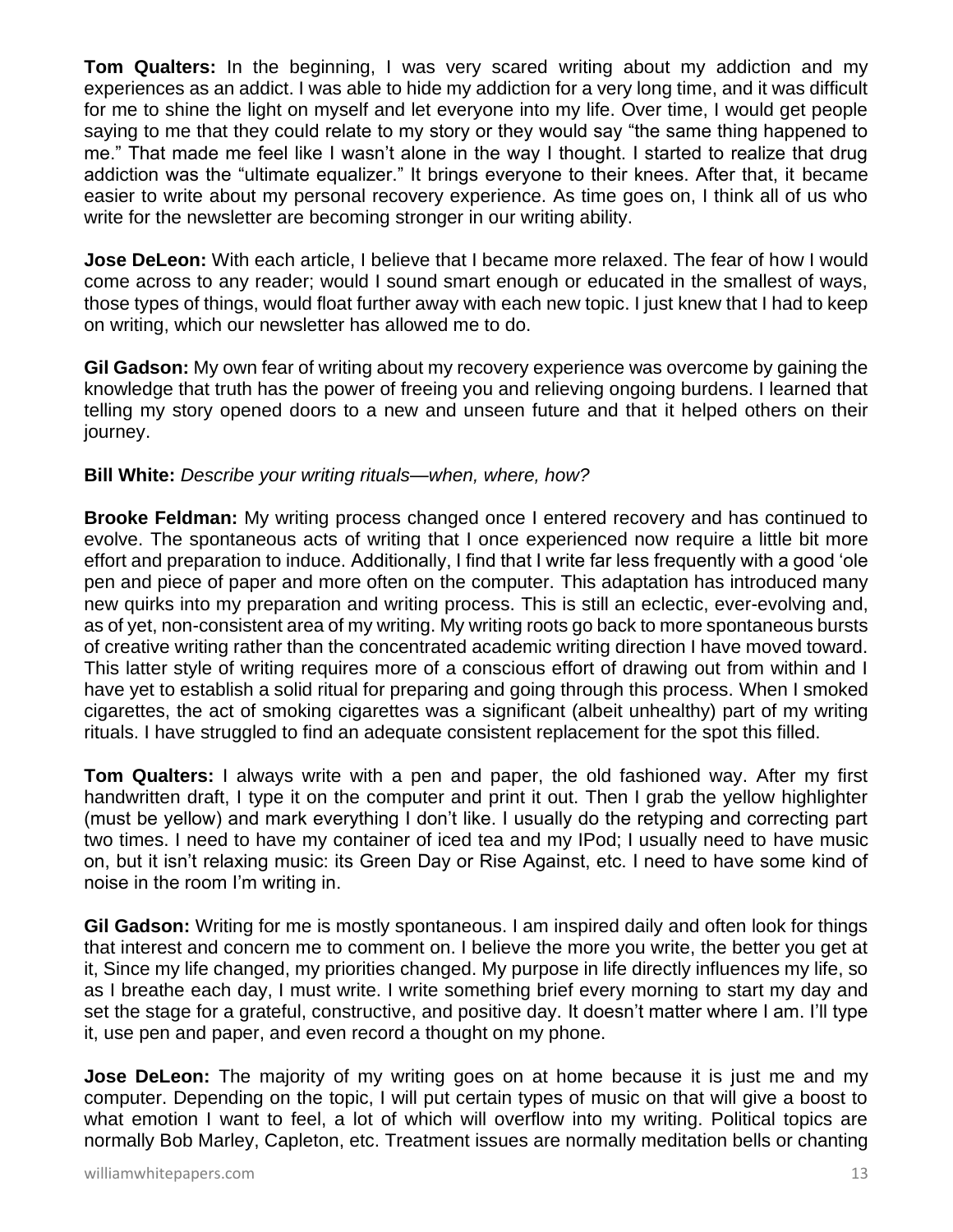**Tom Qualters:** In the beginning, I was very scared writing about my addiction and my experiences as an addict. I was able to hide my addiction for a very long time, and it was difficult for me to shine the light on myself and let everyone into my life. Over time, I would get people saying to me that they could relate to my story or they would say "the same thing happened to me." That made me feel like I wasn't alone in the way I thought. I started to realize that drug addiction was the "ultimate equalizer." It brings everyone to their knees. After that, it became easier to write about my personal recovery experience. As time goes on, I think all of us who write for the newsletter are becoming stronger in our writing ability.

**Jose DeLeon:** With each article, I believe that I became more relaxed. The fear of how I would come across to any reader; would I sound smart enough or educated in the smallest of ways, those types of things, would float further away with each new topic. I just knew that I had to keep on writing, which our newsletter has allowed me to do.

**Gil Gadson:** My own fear of writing about my recovery experience was overcome by gaining the knowledge that truth has the power of freeing you and relieving ongoing burdens. I learned that telling my story opened doors to a new and unseen future and that it helped others on their journey.

**Bill White:** *Describe your writing rituals—when, where, how?*

**Brooke Feldman:** My writing process changed once I entered recovery and has continued to evolve. The spontaneous acts of writing that I once experienced now require a little bit more effort and preparation to induce. Additionally, I find that I write far less frequently with a good 'ole pen and piece of paper and more often on the computer. This adaptation has introduced many new quirks into my preparation and writing process. This is still an eclectic, ever-evolving and, as of yet, non-consistent area of my writing. My writing roots go back to more spontaneous bursts of creative writing rather than the concentrated academic writing direction I have moved toward. This latter style of writing requires more of a conscious effort of drawing out from within and I have yet to establish a solid ritual for preparing and going through this process. When I smoked cigarettes, the act of smoking cigarettes was a significant (albeit unhealthy) part of my writing rituals. I have struggled to find an adequate consistent replacement for the spot this filled.

**Tom Qualters:** I always write with a pen and paper, the old fashioned way. After my first handwritten draft, I type it on the computer and print it out. Then I grab the yellow highlighter (must be yellow) and mark everything I don't like. I usually do the retyping and correcting part two times. I need to have my container of iced tea and my IPod; I usually need to have music on, but it isn't relaxing music: its Green Day or Rise Against, etc. I need to have some kind of noise in the room I'm writing in.

**Gil Gadson:** Writing for me is mostly spontaneous. I am inspired daily and often look for things that interest and concern me to comment on. I believe the more you write, the better you get at it, Since my life changed, my priorities changed. My purpose in life directly influences my life, so as I breathe each day, I must write. I write something brief every morning to start my day and set the stage for a grateful, constructive, and positive day. It doesn't matter where I am. I'll type it, use pen and paper, and even record a thought on my phone.

**Jose DeLeon:** The majority of my writing goes on at home because it is just me and my computer. Depending on the topic, I will put certain types of music on that will give a boost to what emotion I want to feel, a lot of which will overflow into my writing. Political topics are normally Bob Marley, Capleton, etc. Treatment issues are normally meditation bells or chanting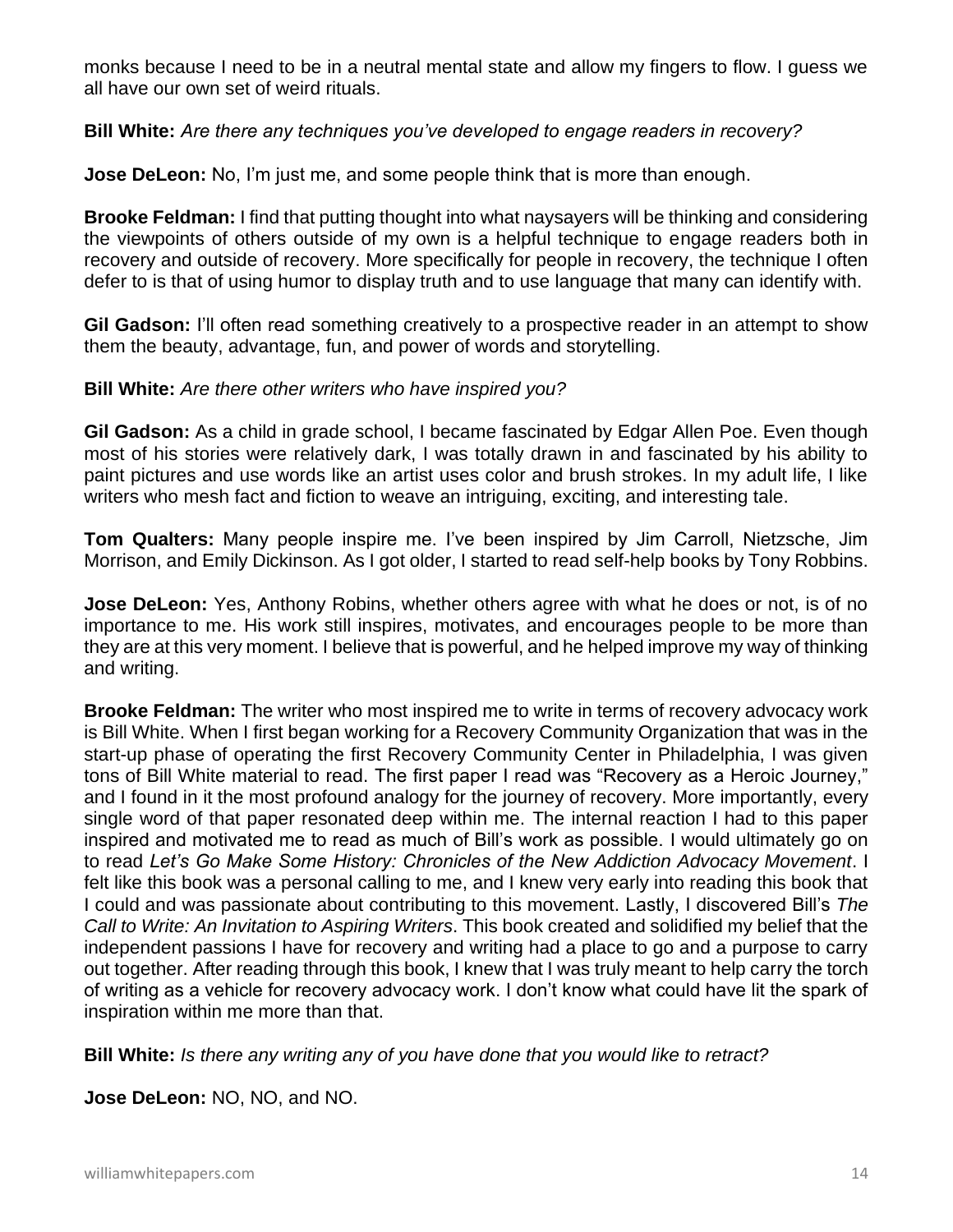monks because I need to be in a neutral mental state and allow my fingers to flow. I guess we all have our own set of weird rituals.

**Bill White:** *Are there any techniques you've developed to engage readers in recovery?*

**Jose DeLeon:** No, I'm just me, and some people think that is more than enough.

**Brooke Feldman:** I find that putting thought into what naysayers will be thinking and considering the viewpoints of others outside of my own is a helpful technique to engage readers both in recovery and outside of recovery. More specifically for people in recovery, the technique I often defer to is that of using humor to display truth and to use language that many can identify with.

**Gil Gadson:** I'll often read something creatively to a prospective reader in an attempt to show them the beauty, advantage, fun, and power of words and storytelling.

**Bill White:** *Are there other writers who have inspired you?*

**Gil Gadson:** As a child in grade school, I became fascinated by Edgar Allen Poe. Even though most of his stories were relatively dark, I was totally drawn in and fascinated by his ability to paint pictures and use words like an artist uses color and brush strokes. In my adult life, I like writers who mesh fact and fiction to weave an intriguing, exciting, and interesting tale.

**Tom Qualters:** Many people inspire me. I've been inspired by Jim Carroll, Nietzsche, Jim Morrison, and Emily Dickinson. As I got older, I started to read self-help books by Tony Robbins.

**Jose DeLeon:** Yes, Anthony Robins, whether others agree with what he does or not, is of no importance to me. His work still inspires, motivates, and encourages people to be more than they are at this very moment. I believe that is powerful, and he helped improve my way of thinking and writing.

**Brooke Feldman:** The writer who most inspired me to write in terms of recovery advocacy work is Bill White. When I first began working for a Recovery Community Organization that was in the start-up phase of operating the first Recovery Community Center in Philadelphia, I was given tons of Bill White material to read. The first paper I read was "Recovery as a Heroic Journey," and I found in it the most profound analogy for the journey of recovery. More importantly, every single word of that paper resonated deep within me. The internal reaction I had to this paper inspired and motivated me to read as much of Bill's work as possible. I would ultimately go on to read *Let's Go Make Some History: Chronicles of the New Addiction Advocacy Movement*. I felt like this book was a personal calling to me, and I knew very early into reading this book that I could and was passionate about contributing to this movement. Lastly, I discovered Bill's *The Call to Write: An Invitation to Aspiring Writers*. This book created and solidified my belief that the independent passions I have for recovery and writing had a place to go and a purpose to carry out together. After reading through this book, I knew that I was truly meant to help carry the torch of writing as a vehicle for recovery advocacy work. I don't know what could have lit the spark of inspiration within me more than that.

**Bill White:** *Is there any writing any of you have done that you would like to retract?*

**Jose DeLeon:** NO, NO, and NO.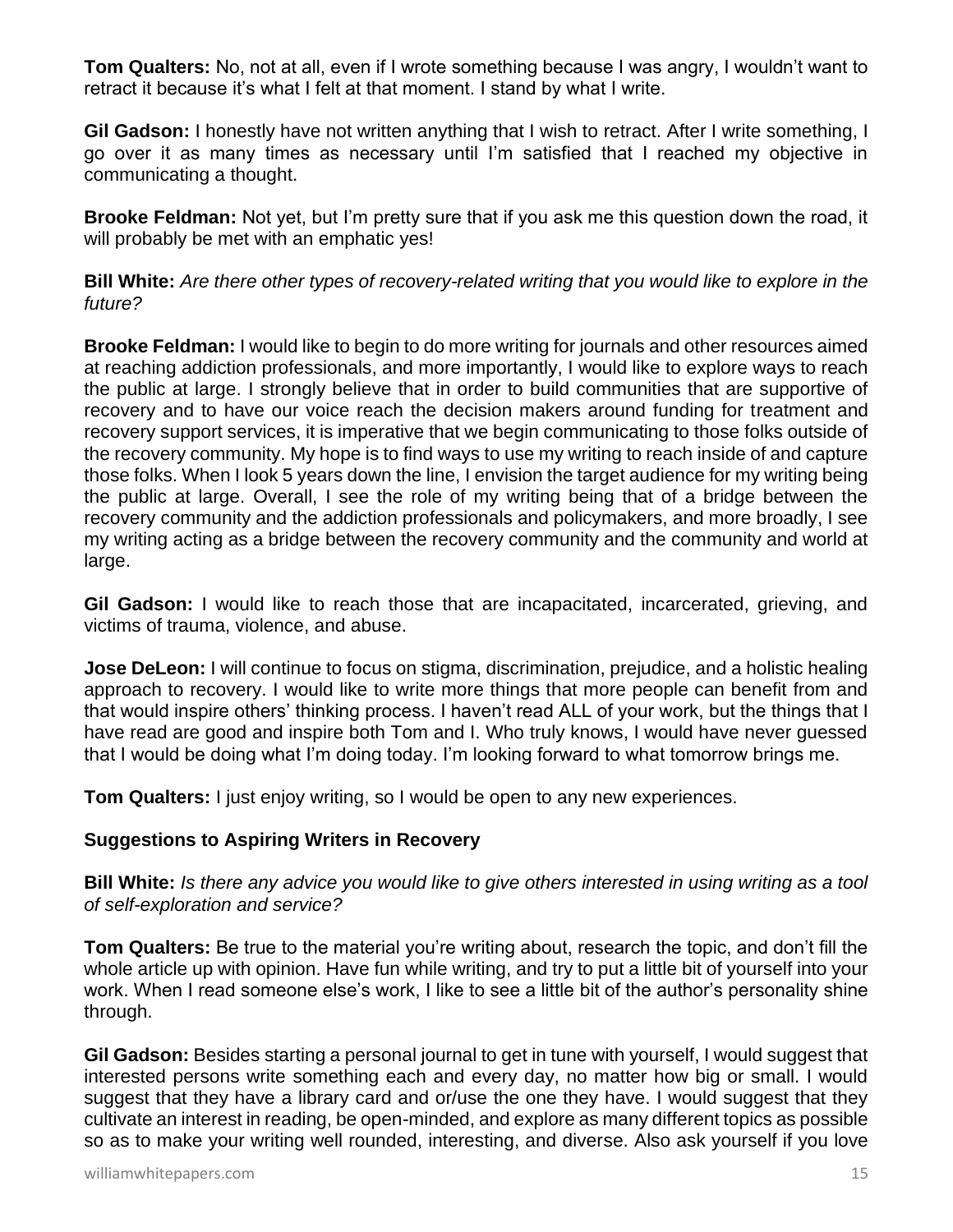**Tom Qualters:** No, not at all, even if I wrote something because I was angry, I wouldn't want to retract it because it's what I felt at that moment. I stand by what I write.

**Gil Gadson:** I honestly have not written anything that I wish to retract. After I write something, I go over it as many times as necessary until I'm satisfied that I reached my objective in communicating a thought.

**Brooke Feldman:** Not yet, but I'm pretty sure that if you ask me this question down the road, it will probably be met with an emphatic yes!

**Bill White:** *Are there other types of recovery-related writing that you would like to explore in the future?*

**Brooke Feldman:** I would like to begin to do more writing for journals and other resources aimed at reaching addiction professionals, and more importantly, I would like to explore ways to reach the public at large. I strongly believe that in order to build communities that are supportive of recovery and to have our voice reach the decision makers around funding for treatment and recovery support services, it is imperative that we begin communicating to those folks outside of the recovery community. My hope is to find ways to use my writing to reach inside of and capture those folks. When I look 5 years down the line, I envision the target audience for my writing being the public at large. Overall, I see the role of my writing being that of a bridge between the recovery community and the addiction professionals and policymakers, and more broadly, I see my writing acting as a bridge between the recovery community and the community and world at large.

**Gil Gadson:** I would like to reach those that are incapacitated, incarcerated, grieving, and victims of trauma, violence, and abuse.

**Jose DeLeon:** I will continue to focus on stigma, discrimination, prejudice, and a holistic healing approach to recovery. I would like to write more things that more people can benefit from and that would inspire others' thinking process. I haven't read ALL of your work, but the things that I have read are good and inspire both Tom and I. Who truly knows, I would have never guessed that I would be doing what I'm doing today. I'm looking forward to what tomorrow brings me.

**Tom Qualters:** I just enjoy writing, so I would be open to any new experiences.

### Suggestions to Aspiring Writers in Recovery

**Bill White:** *Is there any advice you would like to give others interested in using writing as a tool of self-exploration and service?*

**Tom Qualters:** Be true to the material you're writing about, research the topic, and don't fill the whole article up with opinion. Have fun while writing, and try to put a little bit of yourself into your work. When I read someone else's work, I like to see a little bit of the author's personality shine through.

**Gil Gadson:** Besides starting a personal journal to get in tune with yourself, I would suggest that interested persons write something each and every day, no matter how big or small. I would suggest that they have a library card and or/use the one they have. I would suggest that they cultivate an interest in reading, be open-minded, and explore as many different topics as possible so as to make your writing well rounded, interesting, and diverse. Also ask yourself if you love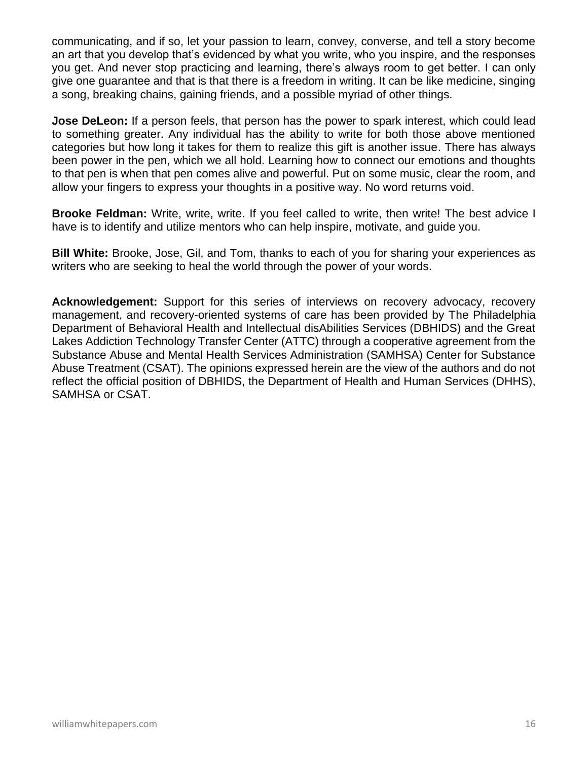communicating, and if so, let your passion to learn, convey, converse, and tell a story become an art that you develop that's evidenced by what you write, who you inspire, and the responses you get. And never stop practicing and learning, there's always room to get better. I can only give one guarantee and that is that there is a freedom in writing. It can be like medicine, singing a song, breaking chains, gaining friends, and a possible myriad of other things.

**Jose DeLeon:** If a person feels, that person has the power to spark interest, which could lead to something greater. Any individual has the ability to write for both those above mentioned categories but how long it takes for them to realize this gift is another issue. There has always been power in the pen, which we all hold. Learning how to connect our emotions and thoughts to that pen is when that pen comes alive and powerful. Put on some music, clear the room, and allow your fingers to express your thoughts in a positive way. No word returns void.

**Brooke Feldman:** Write, write, write. If you feel called to write, then write! The best advice I have is to identify and utilize mentors who can help inspire, motivate, and guide you.

**Bill White:** Brooke, Jose, Gil, and Tom, thanks to each of you for sharing your experiences as writers who are seeking to heal the world through the power of your words.

**Acknowledgement:** Support for this series of interviews on recovery advocacy, recovery management, and recovery-oriented systems of care has been provided by The Philadelphia Department of Behavioral Health and Intellectual disAbilities Services (DBHIDS) and the Great Lakes Addiction Technology Transfer Center (ATTC) through a cooperative agreement from the Substance Abuse and Mental Health Services Administration (SAMHSA) Center for Substance Abuse Treatment (CSAT). The opinions expressed herein are the view of the authors and do not reflect the official position of DBHIDS, the Department of Health and Human Services (DHHS), SAMHSA or CSAT.